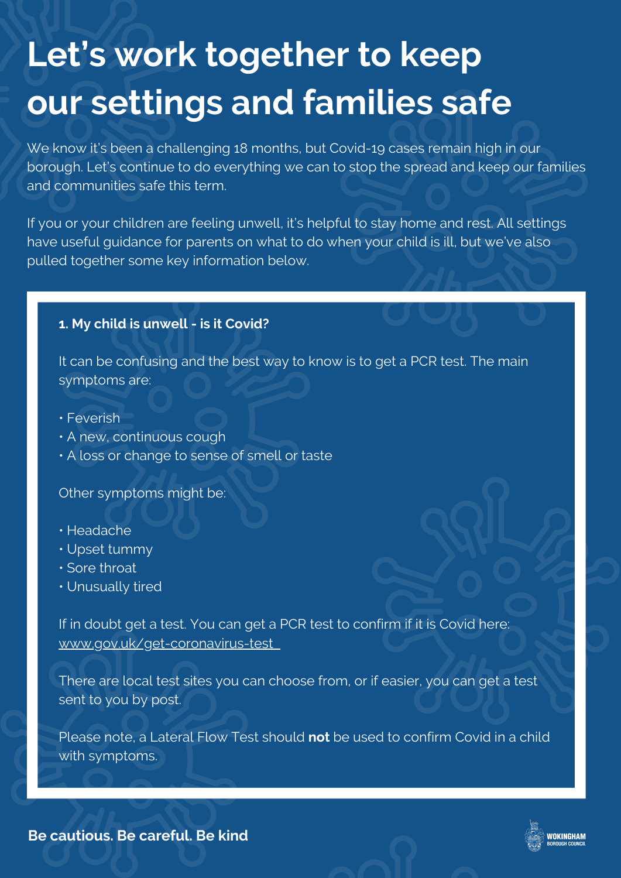# Let's work together to keep our settings and families safe

We know it's been a challenging 18 months, but Covid-19 cases remain high in our borough. Let's continue to do everything we can to stop the spread and keep our families and communities safe this term.

If you or your children are feeling unwell, it's helpful to stay home and rest. All settings have useful guidance for parents on what to do when your child is ill, but we've also pulled together some key information below.

**1. My child is unwell - is it Covid?**

It can be confusing and the best way to know is to get a PCR test. The main symptoms are:

- Feverish
- A new, continuous cough
- A loss or change to sense of smell or taste

Other symptoms might be:

- Headache
- Upset tummy
- Sore throat
- Unusually tired

If in doubt get a test. You can get a PCR test to confirm if it is Covid here: www.gov.uk/get-coronavirus-test

There are local test sites you can choose from, or if easier, you can get a test sent to you by post.

Please note, a Lateral Flow Test should **not** be used to confirm Covid in a child with symptoms.

**Be cautious. Be careful. Be kind**

WOKINGHAM BOROUGH COUNCIL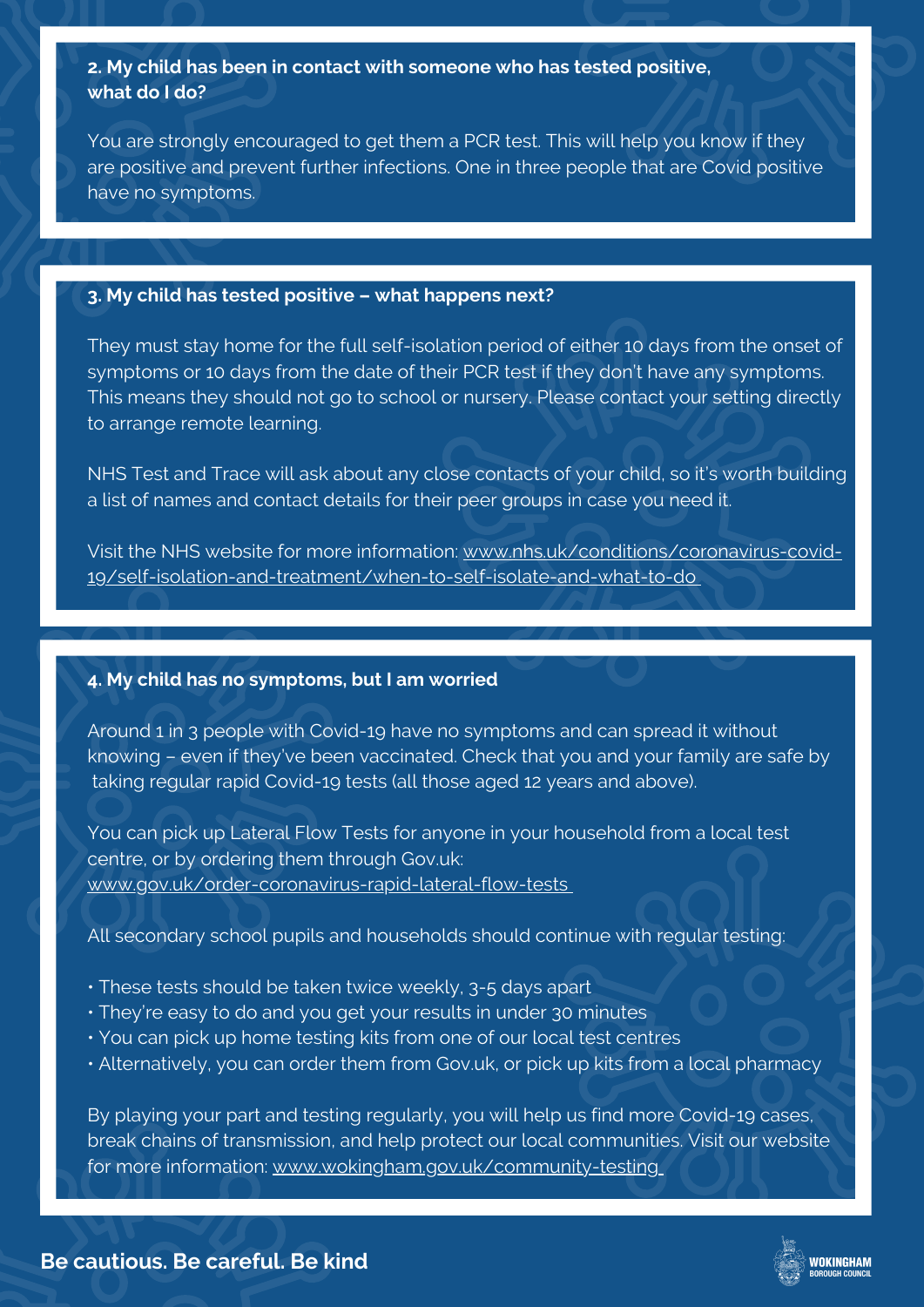**2. My child has been in contact with someone who has tested positive, what do I do?**

You are strongly encouraged to get them a PCR test. This will help you know if they are positive and prevent further infections. One in three people that are Covid positive have no symptoms.

**3. My child has tested positive – what happens next?**

They must stay home for the full self-isolation period of either 10 days from the onset of symptoms or 10 days from the date of their PCR test if they don't have any symptoms. This means they should not go to school or nursery. Please contact your setting directly to arrange remote learning.

NHS Test and Trace will ask about any close contacts of your child, so it's worth building a list of names and contact details for their peer groups in case you need it.

Visit the NHS website for more information: www.nhs.uk/conditions/coronavirus-covid-19/self-isolation-and-treatment/when-to-self-isolate-and-what-to-do

**4. My child has no symptoms, but I am worried**

Around 1 in 3 people with Covid-19 have no symptoms and can spread it without knowing – even if they've been vaccinated. Check that you and your family are safe by taking regular rapid Covid-19 tests (all those aged 12 years and above).

You can pick up Lateral Flow Tests for anyone in your household from a local test centre, or by ordering them through Gov.uk: www.gov.uk/order-coronavirus-rapid-lateral-flow-tests

All secondary school pupils and households should continue with regular testing:

- These tests should be taken twice weekly, 3-5 days apart
- They're easy to do and you get your results in under 30 minutes
- You can pick up home testing kits from one of our local test centres
- Alternatively, you can order them from Gov.uk, or pick up kits from a local pharmacy

By playing your part and testing regularly, you will help us find more Covid-19 cases, break chains of transmission, and help protect our local communities. Visit our website for more information: www.wokingham.gov.uk/community-testing

**Be cautious. Be careful. Be kind**

WOKINGHAM BOROUGH COUNCIL